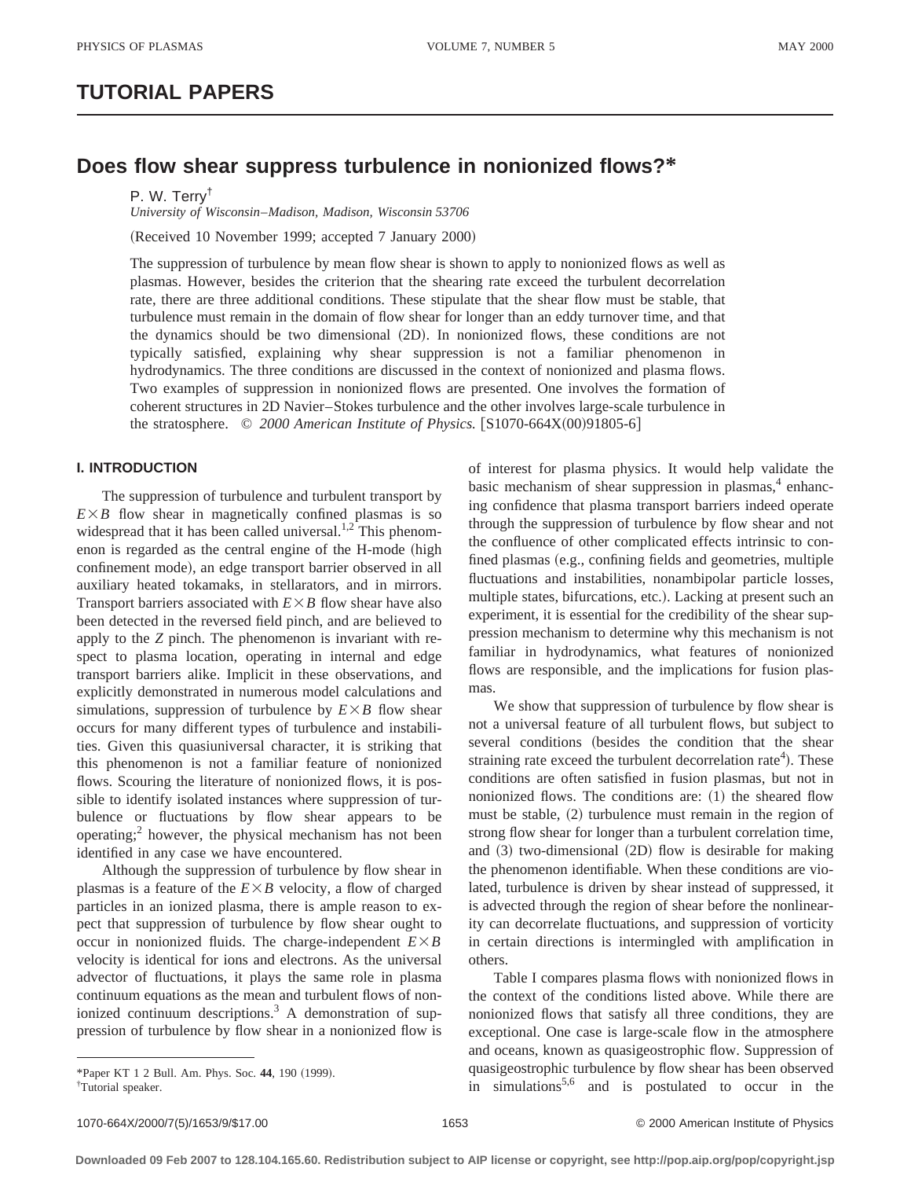# TUTORIAL PAPERS

## Does flow shear suppress turbulence in nonionized flows?*

P. W. Terry†

*University of Wisconsin–Madison, Madison, Wisconsin 53706*

(Received 10 November 1999; accepted 7 January 2000)

The suppression of turbulence by mean flow shear is shown to apply to nonionized flows as well as plasmas. However, besides the criterion that the shearing rate exceed the turbulent decorrelation rate, there are three additional conditions. These stipulate that the shear flow must be stable, that turbulence must remain in the domain of flow shear for longer than an eddy turnover time, and that the dynamics should be two dimensional (2D). In nonionized flows, these conditions are not typically satisfied, explaining why shear suppression is not a familiar phenomenon in hydrodynamics. The three conditions are discussed in the context of nonionized and plasma flows. Two examples of suppression in nonionized flows are presented. One involves the formation of coherent structures in 2D Navier–Stokes turbulence and the other involves large-scale turbulence in the stratosphere. © *2000 American Institute of Physics.* [S1070-664X(00)91805-6]

### I. INTRODUCTION

The suppression of turbulence and turbulent transport by $E\times B$ flow shear in magnetically confined plasmas is so widespread that it has been called universal.[1,2] This phenomenon is regarded as the central engine of the H-mode (high confinement mode), an edge transport barrier observed in all auxiliary heated tokamaks, in stellarators, and in mirrors. Transport barriers associated with $E\times B$ flow shear have also been detected in the reversed field pinch, and are believed to apply to the $Z$ pinch. The phenomenon is invariant with respect to plasma location, operating in internal and edge transport barriers alike. Implicit in these observations, and explicitly demonstrated in numerous model calculations and simulations, suppression of turbulence by $E\times B$ flow shear occurs for many different types of turbulence and instabilities. Given this quasiuniversal character, it is striking that this phenomenon is not a familiar feature of nonionized flows. Scouring the literature of nonionized flows, it is possible to identify isolated instances where suppression of turbulence or fluctuations by flow shear appears to be operating;[2] however, the physical mechanism has not been identified in any case we have encountered.

Although the suppression of turbulence by flow shear in plasmas is a feature of the $E\times B$ velocity, a flow of charged particles in an ionized plasma, there is ample reason to expect that suppression of turbulence by flow shear ought to occur in nonionized fluids. The charge-independent $E\times B$ velocity is identical for ions and electrons. As the universal advector of fluctuations, it plays the same role in plasma continuum equations as the mean and turbulent flows of nonionized continuum descriptions.[3] A demonstration of suppression of turbulence by flow shear in a nonionized flow is of interest for plasma physics. It would help validate the basic mechanism of shear suppression in plasmas,[4] enhancing confidence that plasma transport barriers indeed operate through the suppression of turbulence by flow shear and not the confluence of other complicated effects intrinsic to confined plasmas (e.g., confining fields and geometries, multiple fluctuations and instabilities, nonambipolar particle losses, multiple states, bifurcations, etc.). Lacking at present such an experiment, it is essential for the credibility of the shear suppression mechanism to determine why this mechanism is not familiar in hydrodynamics, what features of nonionized flows are responsible, and the implications for fusion plasmas.

We show that suppression of turbulence by flow shear is not a universal feature of all turbulent flows, but subject to several conditions (besides the condition that the shear straining rate exceed the turbulent decorrelation rate[4]). These conditions are often satisfied in fusion plasmas, but not in nonionized flows. The conditions are: (1) the sheared flow must be stable, (2) turbulence must remain in the region of strong flow shear for longer than a turbulent correlation time, and (3) two-dimensional (2D) flow is desirable for making the phenomenon identifiable. When these conditions are violated, turbulence is driven by shear instead of suppressed, it is advected through the region of shear before the nonlinearity can decorrelate fluctuations, and suppression of vorticity in certain directions is intermingled with amplification in others.

Table I compares plasma flows with nonionized flows in the context of the conditions listed above. While there are nonionized flows that satisfy all three conditions, they are exceptional. One case is large-scale flow in the atmosphere and oceans, known as quasigeostrophic flow. Suppression of quasigeostrophic turbulence by flow shear has been observed in simulations[5,6] and is postulated to occur in the

*Paper KT 1 2 Bull. Am. Phys. Soc. **44**, 190 (1999).

†Tutorial speaker.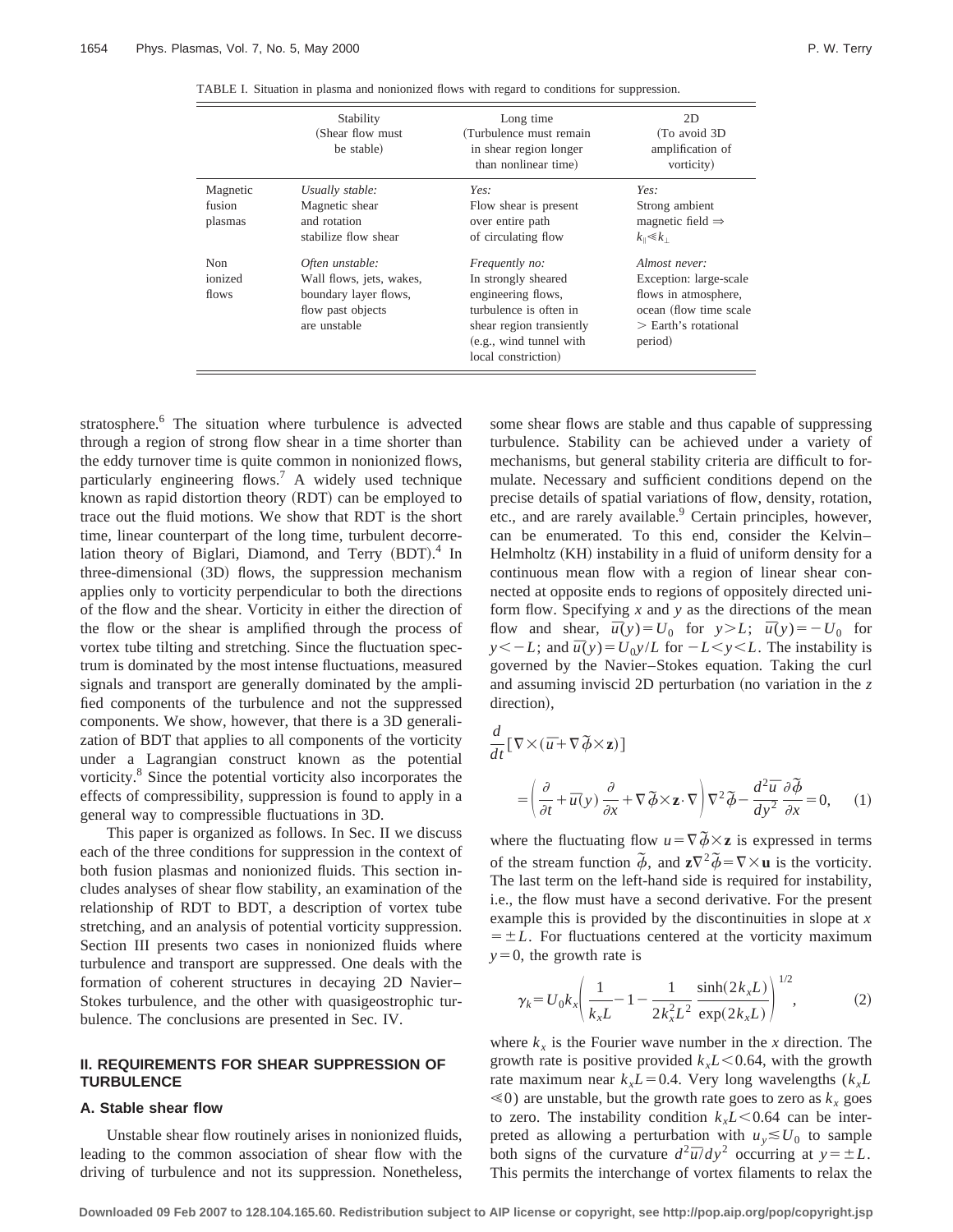TABLE I. Situation in plasma and nonionized flows with regard to conditions for suppression.

| | Stability (Shear flow must be stable) | Long time (Turbulence must remain in shear region longer than nonlinear time) | 2D (To avoid 3D amplification of vorticity) |
|---|---|---|---|
| Magnetic fusion plasmas | *Usually stable:* Magnetic shear and rotation stabilize flow shear | *Yes:* Flow shear is present over entire path of circulating flow | *Yes:* Strong ambient magnetic field ⇒ $k_\parallel \ll k_\perp$ |
| Non ionized flows | *Often unstable:* Wall flows, jets, wakes, boundary layer flows, flow past objects are unstable | *Frequently no:* In strongly sheared engineering flows, turbulence is often in shear region transiently (e.g., wind tunnel with local constriction) | *Almost never:* Exception: large-scale flows in atmosphere, ocean (flow time scale > Earth's rotational period) |

stratosphere.[6] The situation where turbulence is advected through a region of strong flow shear in a time shorter than the eddy turnover time is quite common in nonionized flows, particularly engineering flows.[7] A widely used technique known as rapid distortion theory (RDT) can be employed to trace out the fluid motions. We show that RDT is the short time, linear counterpart of the long time, turbulent decorrelation theory of Biglari, Diamond, and Terry (BDT).[4] In three-dimensional (3D) flows, the suppression mechanism applies only to vorticity perpendicular to both the directions of the flow and the shear. Vorticity in either the direction of the flow or the shear is amplified through the process of vortex tube tilting and stretching. Since the fluctuation spectrum is dominated by the most intense fluctuations, measured signals and transport are generally dominated by the amplified components of the turbulence and not the suppressed components. We show, however, that there is a 3D generalization of BDT that applies to all components of the vorticity under a Lagrangian construct known as the potential vorticity.[8] Since the potential vorticity also incorporates the effects of compressibility, suppression is found to apply in a general way to compressible fluctuations in 3D.

This paper is organized as follows. In Sec. II we discuss each of the three conditions for suppression in the context of both fusion plasmas and nonionized fluids. This section includes analyses of shear flow stability, an examination of the relationship of RDT to BDT, a description of vortex tube stretching, and an analysis of potential vorticity suppression. Section III presents two cases in nonionized fluids where turbulence and transport are suppressed. One deals with the formation of coherent structures in decaying 2D Navier–Stokes turbulence, and the other with quasigeostrophic turbulence. The conclusions are presented in Sec. IV.

## II. REQUIREMENTS FOR SHEAR SUPPRESSION OF TURBULENCE

### A. Stable shear flow

Unstable shear flow routinely arises in nonionized fluids, leading to the common association of shear flow with the driving of turbulence and not its suppression. Nonetheless, some shear flows are stable and thus capable of suppressing turbulence. Stability can be achieved under a variety of mechanisms, but general stability criteria are difficult to formulate. Necessary and sufficient conditions depend on the precise details of spatial variations of flow, density, rotation, etc., and are rarely available.[9] Certain principles, however, can be enumerated. To this end, consider the Kelvin–Helmholtz (KH) instability in a fluid of uniform density for a continuous mean flow with a region of linear shear connected at opposite ends to regions of oppositely directed uniform flow. Specifying $x$ and $y$ as the directions of the mean flow and shear, $\bar{u}(y)=U_0$ for $y>L$; $\bar{u}(y)=-U_0$ for $y<-L$; and $\bar{u}(y)=U_0 y/L$ for $-L<y<L$. The instability is governed by the Navier–Stokes equation. Taking the curl and assuming inviscid 2D perturbation (no variation in the $z$ direction),

$$\frac{d}{dt}[\nabla\times(\bar{u}+\nabla\tilde{\phi}\times\mathbf{z})] = \left(\frac{\partial}{\partial t}+\bar{u}(y)\frac{\partial}{\partial x}+\nabla\tilde{\phi}\times\mathbf{z}\cdot\nabla\right)\nabla^2\tilde{\phi}-\frac{d^2\bar{u}}{dy^2}\frac{\partial\tilde{\phi}}{\partial x}=0, \quad (1)$$

where the fluctuating flow $u=\nabla\tilde{\phi}\times\mathbf{z}$ is expressed in terms of the stream function $\tilde{\phi}$, and $\mathbf{z}\nabla^2\tilde{\phi}=\nabla\times\mathbf{u}$ is the vorticity. The last term on the left-hand side is required for instability, i.e., the flow must have a second derivative. For the present example this is provided by the discontinuities in slope at $x=\pm L$. For fluctuations centered at the vorticity maximum $y=0$, the growth rate is

$$\gamma_k = U_0 k_x\left(\frac{1}{k_x L}-1-\frac{1}{2k_x^2L^2}\frac{\sinh(2k_xL)}{\exp(2k_xL)}\right)^{1/2}, \quad (2)$$

where $k_x$ is the Fourier wave number in the $x$ direction. The growth rate is positive provided $k_xL<0.64$, with the growth rate maximum near $k_xL=0.4$. Very long wavelengths ($k_xL \ll 0$) are unstable, but the growth rate goes to zero as $k_x$ goes to zero. The instability condition $k_xL<0.64$ can be interpreted as allowing a perturbation with $u_y \lesssim U_0$ to sample both signs of the curvature $d^2\bar{u}/dy^2$ occurring at $y=\pm L$. This permits the interchange of vortex filaments to relax the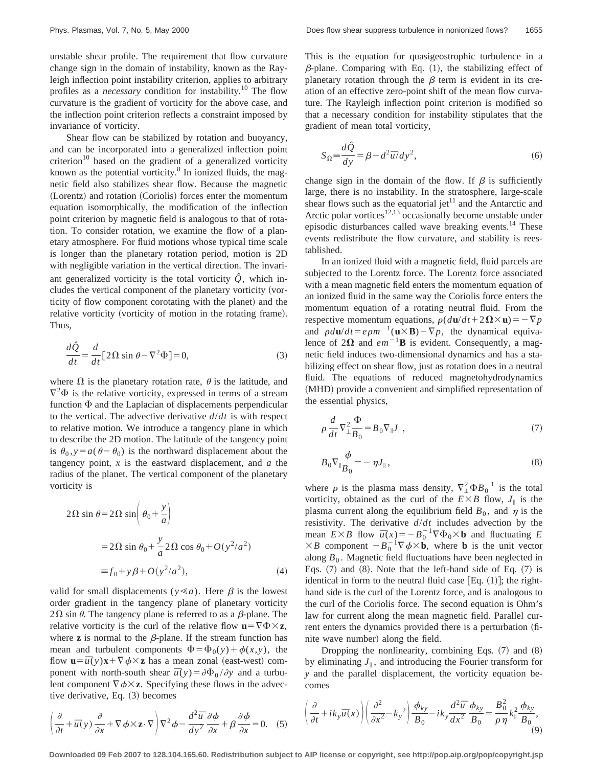unstable shear profile. The requirement that flow curvature change sign in the domain of instability, known as the Rayleigh inflection point instability criterion, applies to arbitrary profiles as a *necessary* condition for instability.[10] The flow curvature is the gradient of vorticity for the above case, and the inflection point criterion reflects a constraint imposed by invariance of vorticity.

Shear flow can be stabilized by rotation and buoyancy, and can be incorporated into a generalized inflection point criterion[10] based on the gradient of a generalized vorticity known as the potential vorticity.[8] In ionized fluids, the magnetic field also stabilizes shear flow. Because the magnetic (Lorentz) and rotation (Coriolis) forces enter the momentum equation isomorphically, the modification of the inflection point criterion by magnetic field is analogous to that of rotation. To consider rotation, we examine the flow of a planetary atmosphere. For fluid motions whose typical time scale is longer than the planetary rotation period, motion is 2D with negligible variation in the vertical direction. The invariant generalized vorticity is the total vorticity $\hat{Q}$, which includes the vertical component of the planetary vorticity (vorticity of flow component corotating with the planet) and the relative vorticity (vorticity of motion in the rotating frame). Thus,

$$\frac{d\hat{Q}}{dt} = \frac{d}{dt}[2\Omega \sin\theta - \nabla^2\Phi] = 0, \tag{3}$$

where $\Omega$ is the planetary rotation rate, $\theta$ is the latitude, and $\nabla^2\Phi$ is the relative vorticity, expressed in terms of a stream function $\Phi$ and the Laplacian of displacements perpendicular to the vertical. The advective derivative $d/dt$ is with respect to relative motion. We introduce a tangency plane in which to describe the 2D motion. The latitude of the tangency point is $\theta_0, y = a(\theta - \theta_0)$ is the northward displacement about the tangency point, $x$ is the eastward displacement, and $a$ the radius of the planet. The vertical component of the planetary vorticity is

$$\begin{aligned} 2\Omega \sin\theta &= 2\Omega \sin\left(\theta_0 + \frac{y}{a}\right) \\ &= 2\Omega \sin\theta_0 + \frac{y}{a} 2\Omega \cos\theta_0 + O(y^2/a^2) \\ &\equiv f_0 + y\beta + O(y^2/a^2), \end{aligned} \tag{4}$$

valid for small displacements ($y \ll a$). Here $\beta$ is the lowest order gradient in the tangency plane of planetary vorticity $2\Omega \sin\theta$. The tangency plane is referred to as a $\beta$-plane. The relative vorticity is the curl of the relative flow $\mathbf{u} = \nabla\Phi \times \mathbf{z}$, where $\mathbf{z}$ is normal to the $\beta$-plane. If the stream function has mean and turbulent components $\Phi = \Phi_0(y) + \phi(x,y)$, the flow $\mathbf{u} = \bar{u}(y)\mathbf{x} + \nabla\phi \times \mathbf{z}$ has a mean zonal (east-west) component with north-south shear $\bar{u}(y) = \partial\Phi_0/\partial y$ and a turbulent component $\nabla\phi \times \mathbf{z}$. Specifying these flows in the advective derivative, Eq. (3) becomes

$$\left(\frac{\partial}{\partial t} + \bar{u}(y)\frac{\partial}{\partial x} + \nabla\phi \times \mathbf{z} \cdot \nabla\right)\nabla^2\phi - \frac{d^2\bar{u}}{dy^2}\frac{\partial\phi}{\partial x} + \beta\frac{\partial\phi}{\partial x} = 0. \tag{5}$$

This is the equation for quasigeostrophic turbulence in a $\beta$-plane. Comparing with Eq. (1), the stabilizing effect of planetary rotation through the $\beta$ term is evident in its creation of an effective zero-point shift of the mean flow curvature. The Rayleigh inflection point criterion is modified so that a necessary condition for instability stipulates that the gradient of mean total vorticity,

$$S_\Omega \equiv \frac{d\hat{Q}}{dy} = \beta - d^2\bar{u}/dy^2, \tag{6}$$

change sign in the domain of the flow. If $\beta$ is sufficiently large, there is no instability. In the stratosphere, large-scale shear flows such as the equatorial jet[11] and the Antarctic and Arctic polar vortices[12,13] occasionally become unstable under episodic disturbances called wave breaking events.[14] These events redistribute the flow curvature, and stability is reestablished.

In an ionized fluid with a magnetic field, fluid parcels are subjected to the Lorentz force. The Lorentz force associated with a mean magnetic field enters the momentum equation of an ionized fluid in the same way the Coriolis force enters the momentum equation of a rotating neutral fluid. From the respective momentum equations, $\rho(d\mathbf{u}/dt + 2\mathbf{\Omega} \times \mathbf{u}) = -\nabla p$ and $\rho d\mathbf{u}/dt = e\rho m^{-1}(\mathbf{u} \times \mathbf{B}) - \nabla p$, the dynamical equivalence of $2\mathbf{\Omega}$ and $em^{-1}\mathbf{B}$ is evident. Consequently, a magnetic field induces two-dimensional dynamics and has a stabilizing effect on shear flow, just as rotation does in a neutral fluid. The equations of reduced magnetohydrodynamics (MHD) provide a convenient and simplified representation of the essential physics,

$$\rho \frac{d}{dt}\nabla_\perp^2 \frac{\Phi}{B_0} = B_0 \nabla_\parallel J_\parallel, \tag{7}$$

$$B_0 \nabla_\parallel \frac{\phi}{B_0} = -\eta J_\parallel, \tag{8}$$

where $\rho$ is the plasma mass density, $\nabla_\perp^2 \Phi B_0^{-1}$ is the total vorticity, obtained as the curl of the $E \times B$ flow, $J_\parallel$ is the plasma current along the equilibrium field $B_0$, and $\eta$ is the resistivity. The derivative $d/dt$ includes advection by the mean $E \times B$ flow $\bar{u}(x) = -B_0^{-1}\nabla\Phi_0 \times \mathbf{b}$ and fluctuating $E \times B$ component $-B_0^{-1}\nabla\phi \times \mathbf{b}$, where $\mathbf{b}$ is the unit vector along $B_0$. Magnetic field fluctuations have been neglected in Eqs. (7) and (8). Note that the left-hand side of Eq. (7) is identical in form to the neutral fluid case [Eq. (1)]; the right-hand side is the curl of the Lorentz force, and is analogous to the curl of the Coriolis force. The second equation is Ohm's law for current along the mean magnetic field. Parallel current enters the dynamics provided there is a perturbation (finite wave number) along the field.

Dropping the nonlinearity, combining Eqs. (7) and (8) by eliminating $J_\parallel$, and introducing the Fourier transform for $y$ and the parallel displacement, the vorticity equation becomes

$$\left(\frac{\partial}{\partial t} + ik_y\bar{u}(x)\right)\left(\frac{\partial^2}{\partial x^2} - k_y{}^2\right)\frac{\phi_{ky}}{B_0} - ik_y\frac{d^2\bar{u}}{dx^2}\frac{\phi_{ky}}{B_0} = \frac{B_0^2}{\rho\eta}k_\parallel^2\frac{\phi_{ky}}{B_0}, \tag{9}$$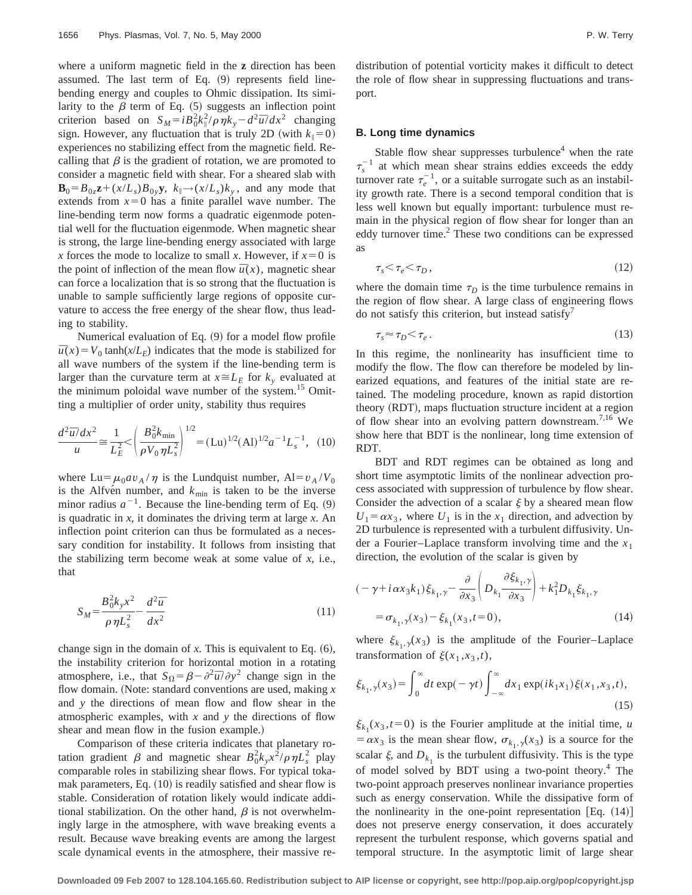where a uniform magnetic field in the **z** direction has been assumed. The last term of Eq. (9) represents field line-bending energy and couples to Ohmic dissipation. Its similarity to the $\beta$ term of Eq. (5) suggests an inflection point criterion based on $S_M = iB_0^2 k_\parallel^2/\rho\eta k_y - d^2\bar{u}/dx^2$ changing sign. However, any fluctuation that is truly 2D (with $k_\parallel = 0$) experiences no stabilizing effect from the magnetic field. Recalling that $\beta$ is the gradient of rotation, we are promoted to consider a magnetic field with shear. For a sheared slab with $\mathbf{B}_0 = B_{0z}\mathbf{z} + (x/L_s)B_{0y}\mathbf{y}$, $k_\parallel \rightarrow (x/L_s)k_y$, and any mode that extends from $x=0$ has a finite parallel wave number. The line-bending term now forms a quadratic eigenmode potential well for the fluctuation eigenmode. When magnetic shear is strong, the large line-bending energy associated with large $x$ forces the mode to localize to small $x$. However, if $x=0$ is the point of inflection of the mean flow $\bar{u}(x)$, magnetic shear can force a localization that is so strong that the fluctuation is unable to sample sufficiently large regions of opposite curvature to access the free energy of the shear flow, thus leading to stability.

Numerical evaluation of Eq. (9) for a model flow profile $\bar{u}(x) = V_0 \tanh(x/L_E)$ indicates that the mode is stabilized for all wave numbers of the system if the line-bending term is larger than the curvature term at $x \cong L_E$ for $k_y$ evaluated at the minimum poloidal wave number of the system.[15] Omitting a multiplier of order unity, stability thus requires

$$\frac{d^2\bar{u}/dx^2}{u} \cong \frac{1}{L_E^2} < \left(\frac{B_0^2 k_{\min}}{\rho V_0 \eta L_s^2}\right)^{1/2} = (\mathrm{Lu})^{1/2}(\mathrm{Al})^{1/2} a^{-1} L_s^{-1}, \quad (10)$$

where $\mathrm{Lu} = \mu_0 a v_A/\eta$ is the Lundquist number, $\mathrm{Al} = v_A/V_0$ is the Alfvén number, and $k_{\min}$ is taken to be the inverse minor radius $a^{-1}$. Because the line-bending term of Eq. (9) is quadratic in $x$, it dominates the driving term at large $x$. An inflection point criterion can thus be formulated as a necessary condition for instability. It follows from insisting that the stabilizing term become weak at some value of $x$, i.e., that

$$S_M = \frac{B_0^2 k_y x^2}{\rho \eta L_s^2} - \frac{d^2\bar{u}}{dx^2} \quad (11)$$

change sign in the domain of $x$. This is equivalent to Eq. (6), the instability criterion for horizontal motion in a rotating atmosphere, i.e., that $S_\Omega = \beta - \partial^2\bar{u}/\partial y^2$ change sign in the flow domain. (Note: standard conventions are used, making $x$ and $y$ the directions of mean flow and flow shear in the atmospheric examples, with $x$ and $y$ the directions of flow shear and mean flow in the fusion example.)

Comparison of these criteria indicates that planetary rotation gradient $\beta$ and magnetic shear $B_0^2 k_y x^2/\rho\eta L_s^2$ play comparable roles in stabilizing shear flows. For typical tokamak parameters, Eq. (10) is readily satisfied and shear flow is stable. Consideration of rotation likely would indicate additional stabilization. On the other hand, $\beta$ is not overwhelmingly large in the atmosphere, with wave breaking events a result. Because wave breaking events are among the largest scale dynamical events in the atmosphere, their massive redistribution of potential vorticity makes it difficult to detect the role of flow shear in suppressing fluctuations and transport.

### B. Long time dynamics

Stable flow shear suppresses turbulence[4] when the rate $\tau_s^{-1}$ at which mean shear strains eddies exceeds the eddy turnover rate $\tau_e^{-1}$, or a suitable surrogate such as an instability growth rate. There is a second temporal condition that is less well known but equally important: turbulence must remain in the physical region of flow shear for longer than an eddy turnover time.[2] These two conditions can be expressed as

$$\tau_s < \tau_e < \tau_D, \quad (12)$$

where the domain time $\tau_D$ is the time turbulence remains in the region of flow shear. A large class of engineering flows do not satisfy this criterion, but instead satisfy[7]

$$\tau_s \approx \tau_D < \tau_e. \quad (13)$$

In this regime, the nonlinearity has insufficient time to modify the flow. The flow can therefore be modeled by linearized equations, and features of the initial state are retained. The modeling procedure, known as rapid distortion theory (RDT), maps fluctuation structure incident at a region of flow shear into an evolving pattern downstream.[7,16] We show here that BDT is the nonlinear, long time extension of RDT.

BDT and RDT regimes can be obtained as long and short time asymptotic limits of the nonlinear advection process associated with suppression of turbulence by flow shear. Consider the advection of a scalar $\xi$ by a sheared mean flow $U_1 = \alpha x_3$, where $U_1$ is in the $x_1$ direction, and advection by 2D turbulence is represented with a turbulent diffusivity. Under a Fourier–Laplace transform involving time and the $x_1$ direction, the evolution of the scalar is given by

$$(-\gamma + i\alpha x_3 k_1)\xi_{k_1,\gamma} - \frac{\partial}{\partial x_3}\left(D_{k_1}\frac{\partial \xi_{k_1,\gamma}}{\partial x_3}\right) + k_1^2 D_{k_1}\xi_{k_1,\gamma} = \sigma_{k_1,\gamma}(x_3) - \xi_{k_1}(x_3, t=0), \quad (14)$$

where $\xi_{k_1,\gamma}(x_3)$ is the amplitude of the Fourier–Laplace transformation of $\xi(x_1,x_3,t)$,

$$\xi_{k_1,\gamma}(x_3) = \int_0^\infty dt \exp(-\gamma t)\int_{-\infty}^{\infty} dx_1 \exp(ik_1 x_1)\xi(x_1,x_3,t), \quad (15)$$

$\xi_{k_1}(x_3,t=0)$ is the Fourier amplitude at the initial time, $u = \alpha x_3$ is the mean shear flow, $\sigma_{k_1,\gamma}(x_3)$ is a source for the scalar $\xi$, and $D_{k_1}$ is the turbulent diffusivity. This is the type of model solved by BDT using a two-point theory.[4] The two-point approach preserves nonlinear invariance properties such as energy conservation. While the dissipative form of the nonlinearity in the one-point representation [Eq. (14)] does not preserve energy conservation, it does accurately represent the turbulent response, which governs spatial and temporal structure. In the asymptotic limit of large shear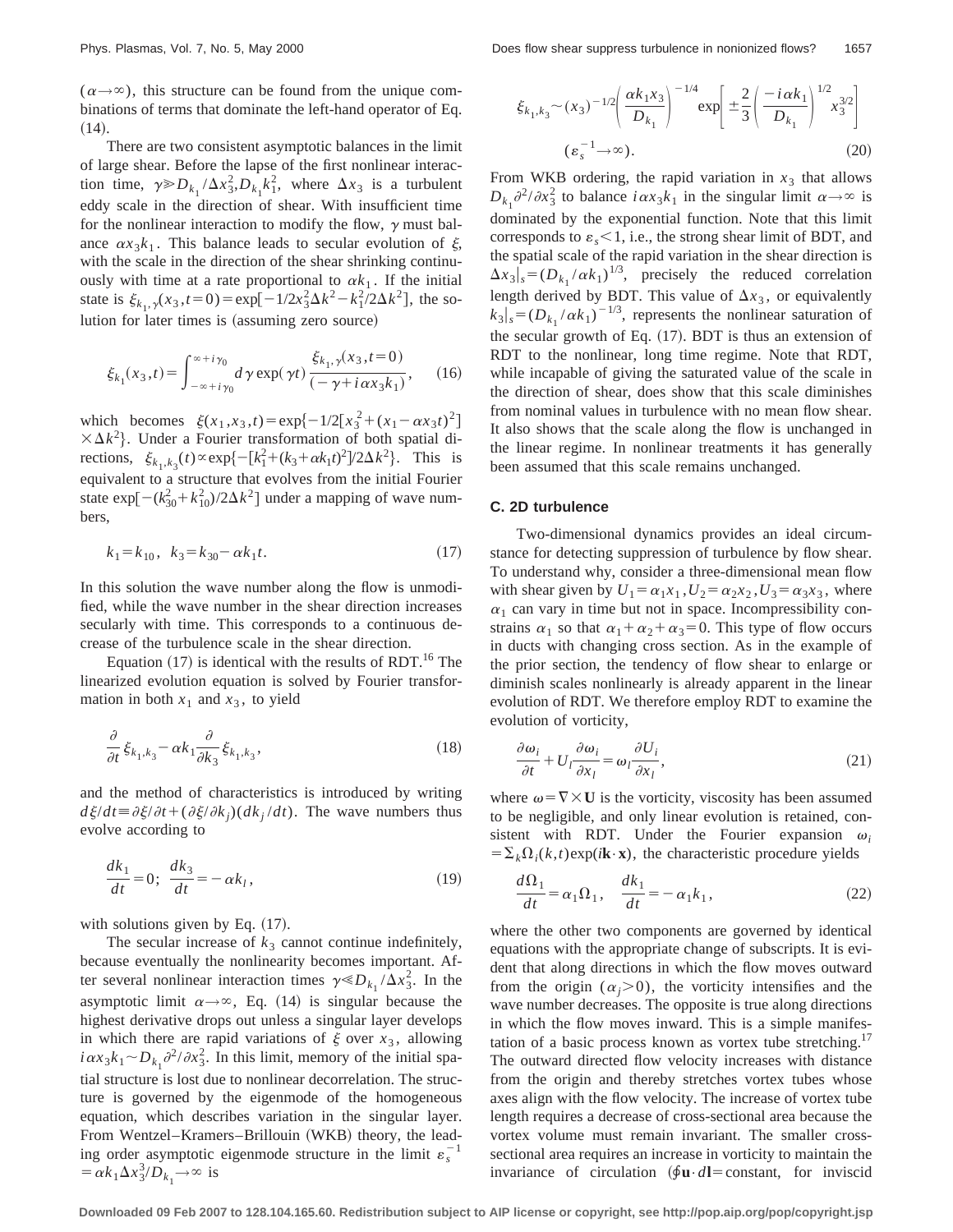$(\alpha \to \infty)$, this structure can be found from the unique combinations of terms that dominate the left-hand operator of Eq. (14).

There are two consistent asymptotic balances in the limit of large shear. Before the lapse of the first nonlinear interaction time, $\gamma \gg D_{k_1}/\Delta x_3^2, D_{k_1} k_1^2$, where $\Delta x_3$ is a turbulent eddy scale in the direction of shear. With insufficient time for the nonlinear interaction to modify the flow, $\gamma$ must balance $\alpha x_3 k_1$. This balance leads to secular evolution of $\xi$, with the scale in the direction of the shear shrinking continuously with time at a rate proportional to $\alpha k_1$. If the initial state is $\xi_{k_1,\gamma}(x_3, t=0) = \exp[-1/2 x_3^2 \Delta k^2 - k_1^2/2\Delta k^2]$, the solution for later times is (assuming zero source)

$$\xi_{k_1}(x_3,t) = \int_{-\infty + i\gamma_0}^{\infty + i\gamma_0} d\gamma \exp(\gamma t) \frac{\xi_{k_1,\gamma}(x_3,t=0)}{(-\gamma + i\alpha x_3 k_1)}, \qquad (16)$$

which becomes $\xi(x_1,x_3,t) = \exp\{-1/2[x_3^2 + (x_1 - \alpha x_3 t)^2] \times \Delta k^2\}$. Under a Fourier transformation of both spatial directions, $\xi_{k_1,k_3}(t) \propto \exp\{-[k_1^2 + (k_3 + \alpha k_1 t)^2]/2\Delta k^2\}$. This is equivalent to a structure that evolves from the initial Fourier state $\exp[-(k_{30}^2 + k_{10}^2)/2\Delta k^2]$ under a mapping of wave numbers,

$$k_1 = k_{10}, \quad k_3 = k_{30} - \alpha k_1 t. \qquad (17)$$

In this solution the wave number along the flow is unmodified, while the wave number in the shear direction increases secularly with time. This corresponds to a continuous decrease of the turbulence scale in the shear direction.

Equation (17) is identical with the results of RDT.[16] The linearized evolution equation is solved by Fourier transformation in both $x_1$ and $x_3$, to yield

$$\frac{\partial}{\partial t} \xi_{k_1,k_3} - \alpha k_1 \frac{\partial}{\partial k_3} \xi_{k_1,k_3}, \qquad (18)$$

and the method of characteristics is introduced by writing $d\xi/dt \equiv \partial\xi/\partial t + (\partial \xi/\partial k_j)(dk_j/dt)$. The wave numbers thus evolve according to

$$\frac{dk_1}{dt} = 0; \quad \frac{dk_3}{dt} = -\alpha k_l, \qquad (19)$$

with solutions given by Eq. (17).

The secular increase of $k_3$ cannot continue indefinitely, because eventually the nonlinearity becomes important. After several nonlinear interaction times $\gamma \ll D_{k_1}/\Delta x_3^2$. In the asymptotic limit $\alpha \to \infty$, Eq. (14) is singular because the highest derivative drops out unless a singular layer develops in which there are rapid variations of $\xi$ over $x_3$, allowing $i\alpha x_3 k_1 \sim D_{k_1} \partial^2/\partial x_3^2$. In this limit, memory of the initial spatial structure is lost due to nonlinear decorrelation. The structure is governed by the eigenmode of the homogeneous equation, which describes variation in the singular layer. From Wentzel–Kramers–Brillouin (WKB) theory, the leading order asymptotic eigenmode structure in the limit $\varepsilon_s^{-1} = \alpha k_1 \Delta x_3^3 / D_{k_1} \to \infty$ is

$$\xi_{k_1,k_3} \sim (x_3)^{-1/2} \left( \frac{\alpha k_1 x_3}{D_{k_1}} \right)^{-1/4} \exp\left[ \pm \frac{2}{3} \left( \frac{-i\alpha k_1}{D_{k_1}} \right)^{1/2} x_3^{3/2} \right]$$
$$(\varepsilon_s^{-1} \to \infty). \qquad (20)$$

From WKB ordering, the rapid variation in $x_3$ that allows $D_{k_1}\partial^2/\partial x_3^2$ to balance $i\alpha x_3 k_1$ in the singular limit $\alpha \to \infty$ is dominated by the exponential function. Note that this limit corresponds to $\varepsilon_s < 1$, i.e., the strong shear limit of BDT, and the spatial scale of the rapid variation in the shear direction is $\Delta x_3|_s = (D_{k_1}/\alpha k_1)^{1/3}$, precisely the reduced correlation length derived by BDT. This value of $\Delta x_3$, or equivalently $k_3|_s = (D_{k_1}/\alpha k_1)^{-1/3}$, represents the nonlinear saturation of the secular growth of Eq. (17). BDT is thus an extension of RDT to the nonlinear, long time regime. Note that RDT, while incapable of giving the saturated value of the scale in the direction of shear, does show that this scale diminishes from nominal values in turbulence with no mean flow shear. It also shows that the scale along the flow is unchanged in the linear regime. In nonlinear treatments it has generally been assumed that this scale remains unchanged.

### C. 2D turbulence

Two-dimensional dynamics provides an ideal circumstance for detecting suppression of turbulence by flow shear. To understand why, consider a three-dimensional mean flow with shear given by $U_1 = \alpha_1 x_1, U_2 = \alpha_2 x_2, U_3 = \alpha_3 x_3$, where $\alpha_1$ can vary in time but not in space. Incompressibility constrains $\alpha_1$ so that $\alpha_1 + \alpha_2 + \alpha_3 = 0$. This type of flow occurs in ducts with changing cross section. As in the example of the prior section, the tendency of flow shear to enlarge or diminish scales nonlinearly is already apparent in the linear evolution of RDT. We therefore employ RDT to examine the evolution of vorticity,

$$\frac{\partial \omega_i}{\partial t} + U_l \frac{\partial \omega_i}{\partial x_l} = \omega_l \frac{\partial U_i}{\partial x_l}, \qquad (21)$$

where $\omega = \nabla \times \mathbf{U}$ is the vorticity, viscosity has been assumed to be negligible, and only linear evolution is retained, consistent with RDT. Under the Fourier expansion $\omega_i = \Sigma_k \Omega_i(k,t)\exp(i\mathbf{k}\cdot\mathbf{x})$, the characteristic procedure yields

$$\frac{d\Omega_1}{dt} = \alpha_1 \Omega_1, \quad \frac{dk_1}{dt} = -\alpha_1 k_1, \qquad (22)$$

where the other two components are governed by identical equations with the appropriate change of subscripts. It is evident that along directions in which the flow moves outward from the origin $(\alpha_j > 0)$, the vorticity intensifies and the wave number decreases. The opposite is true along directions in which the flow moves inward. This is a simple manifestation of a basic process known as vortex tube stretching.[17] The outward directed flow velocity increases with distance from the origin and thereby stretches vortex tubes whose axes align with the flow velocity. The increase of vortex tube length requires a decrease of cross-sectional area because the vortex volume must remain invariant. The smaller cross-sectional area requires an increase in vorticity to maintain the invariance of circulation ($\oint \mathbf{u} \cdot d\mathbf{l} = \text{constant}$, for inviscid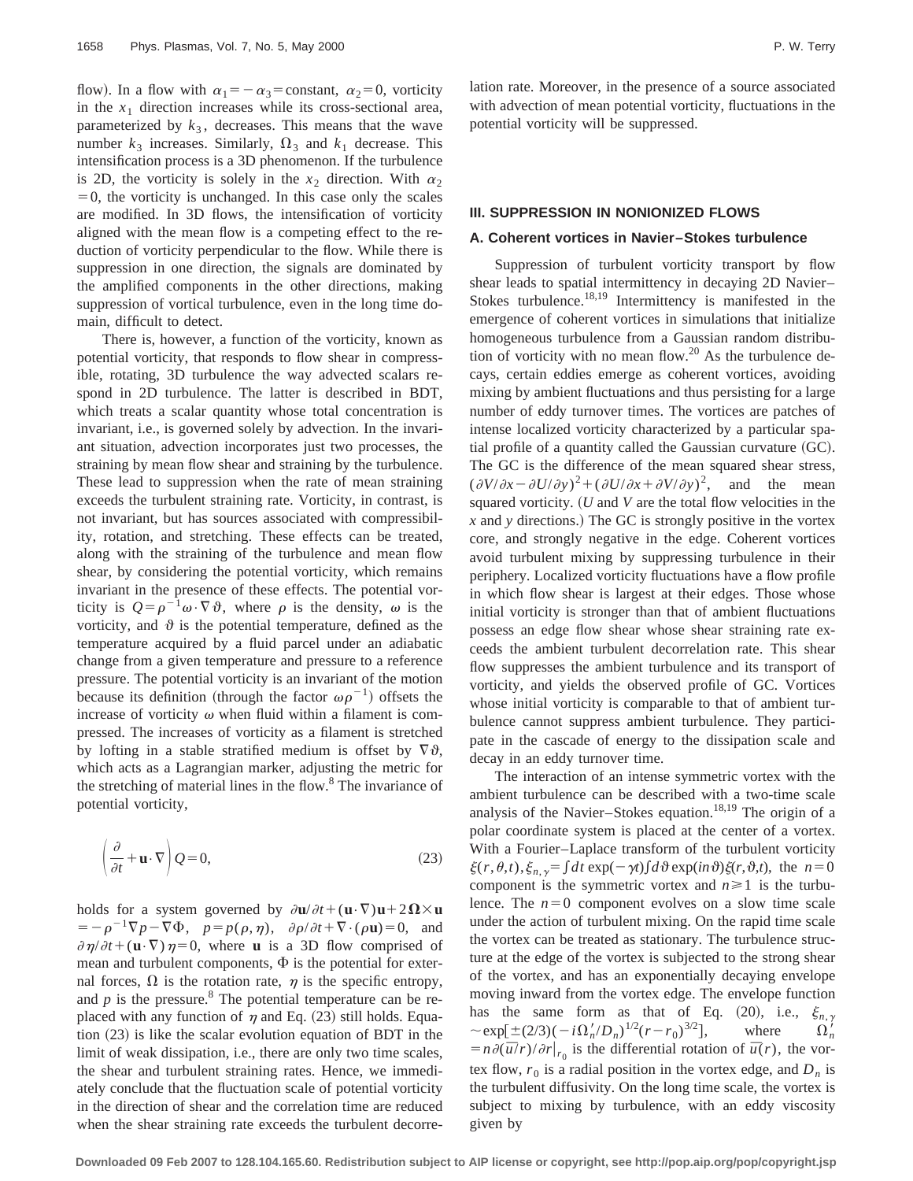flow). In a flow with $\alpha_1 = -\alpha_3 =$ constant, $\alpha_2 = 0$, vorticity in the $x_1$ direction increases while its cross-sectional area, parameterized by $k_3$, decreases. This means that the wave number $k_3$ increases. Similarly, $\Omega_3$ and $k_1$ decrease. This intensification process is a 3D phenomenon. If the turbulence is 2D, the vorticity is solely in the $x_2$ direction. With $\alpha_2 = 0$, the vorticity is unchanged. In this case only the scales are modified. In 3D flows, the intensification of vorticity aligned with the mean flow is a competing effect to the reduction of vorticity perpendicular to the flow. While there is suppression in one direction, the signals are dominated by the amplified components in the other directions, making suppression of vortical turbulence, even in the long time domain, difficult to detect.

There is, however, a function of the vorticity, known as potential vorticity, that responds to flow shear in compressible, rotating, 3D turbulence the way advected scalars respond in 2D turbulence. The latter is described in BDT, which treats a scalar quantity whose total concentration is invariant, i.e., is governed solely by advection. In the invariant situation, advection incorporates just two processes, the straining by mean flow shear and straining by the turbulence. These lead to suppression when the rate of mean straining exceeds the turbulent straining rate. Vorticity, in contrast, is not invariant, but has sources associated with compressibility, rotation, and stretching. These effects can be treated, along with the straining of the turbulence and mean flow shear, by considering the potential vorticity, which remains invariant in the presence of these effects. The potential vorticity is $Q = \rho^{-1}\omega \cdot \nabla \vartheta$, where $\rho$ is the density, $\omega$ is the vorticity, and $\vartheta$ is the potential temperature, defined as the temperature acquired by a fluid parcel under an adiabatic change from a given temperature and pressure to a reference pressure. The potential vorticity is an invariant of the motion because its definition (through the factor $\omega\rho^{-1}$) offsets the increase of vorticity $\omega$ when fluid within a filament is compressed. The increases of vorticity as a filament is stretched by lofting in a stable stratified medium is offset by $\nabla\vartheta$, which acts as a Lagrangian marker, adjusting the metric for the stretching of material lines in the flow.[8] The invariance of potential vorticity,

$$\left(\frac{\partial}{\partial t} + \mathbf{u} \cdot \nabla\right) Q = 0, \tag{23}$$

holds for a system governed by $\partial \mathbf{u}/\partial t + (\mathbf{u}\cdot\nabla)\mathbf{u} + 2\boldsymbol{\Omega}\times\mathbf{u} = -\rho^{-1}\nabla p - \nabla\Phi$, $p = p(\rho,\eta)$, $\partial\rho/\partial t + \nabla\cdot(\rho\mathbf{u}) = 0$, and $\partial\eta/\partial t + (\mathbf{u}\cdot\nabla)\eta = 0$, where $\mathbf{u}$ is a 3D flow comprised of mean and turbulent components, $\Phi$ is the potential for external forces, $\Omega$ is the rotation rate, $\eta$ is the specific entropy, and $p$ is the pressure.[8] The potential temperature can be replaced with any function of $\eta$ and Eq. (23) still holds. Equation (23) is like the scalar evolution equation of BDT in the limit of weak dissipation, i.e., there are only two time scales, the shear and turbulent straining rates. Hence, we immediately conclude that the fluctuation scale of potential vorticity in the direction of shear and the correlation time are reduced when the shear straining rate exceeds the turbulent decorrelation rate. Moreover, in the presence of a source associated with advection of mean potential vorticity, fluctuations in the potential vorticity will be suppressed.

## III. SUPPRESSION IN NONIONIZED FLOWS

### A. Coherent vortices in Navier–Stokes turbulence

Suppression of turbulent vorticity transport by flow shear leads to spatial intermittency in decaying 2D Navier–Stokes turbulence.[18,19] Intermittency is manifested in the emergence of coherent vortices in simulations that initialize homogeneous turbulence from a Gaussian random distribution of vorticity with no mean flow.[20] As the turbulence decays, certain eddies emerge as coherent vortices, avoiding mixing by ambient fluctuations and thus persisting for a large number of eddy turnover times. The vortices are patches of intense localized vorticity characterized by a particular spatial profile of a quantity called the Gaussian curvature (GC). The GC is the difference of the mean squared shear stress, $(\partial V/\partial x - \partial U/\partial y)^2 + (\partial U/\partial x + \partial V/\partial y)^2$, and the mean squared vorticity. ($U$ and $V$ are the total flow velocities in the $x$ and $y$ directions.) The GC is strongly positive in the vortex core, and strongly negative in the edge. Coherent vortices avoid turbulent mixing by suppressing turbulence in their periphery. Localized vorticity fluctuations have a flow profile in which flow shear is largest at their edges. Those whose initial vorticity is stronger than that of ambient fluctuations possess an edge flow shear whose shear straining rate exceeds the ambient turbulent decorrelation rate. This shear flow suppresses the ambient turbulence and its transport of vorticity, and yields the observed profile of GC. Vortices whose initial vorticity is comparable to that of ambient turbulence cannot suppress ambient turbulence. They participate in the cascade of energy to the dissipation scale and decay in an eddy turnover time.

The interaction of an intense symmetric vortex with the ambient turbulence can be described with a two-time scale analysis of the Navier–Stokes equation.[18,19] The origin of a polar coordinate system is placed at the center of a vortex. With a Fourier–Laplace transform of the turbulent vorticity $\xi(r,\theta,t), \xi_{n,\gamma} = \int dt \exp(-\gamma t)\int d\vartheta \exp(in\vartheta)\xi(r,\vartheta,t)$, the $n=0$ component is the symmetric vortex and $n \geq 1$ is the turbulence. The $n=0$ component evolves on a slow time scale under the action of turbulent mixing. On the rapid time scale the vortex can be treated as stationary. The turbulence structure at the edge of the vortex is subjected to the strong shear of the vortex, and has an exponentially decaying envelope moving inward from the vortex edge. The envelope function has the same form as that of Eq. (20), i.e., $\xi_{n,\gamma} \sim \exp[\pm(2/3)(-i\Omega_n'/D_n)^{1/2}(r-r_0)^{3/2}]$, where $\Omega_n' = n\,\partial(\bar{u}/r)/\partial r|_{r_0}$ is the differential rotation of $\bar{u}(r)$, the vortex flow, $r_0$ is a radial position in the vortex edge, and $D_n$ is the turbulent diffusivity. On the long time scale, the vortex is subject to mixing by turbulence, with an eddy viscosity given by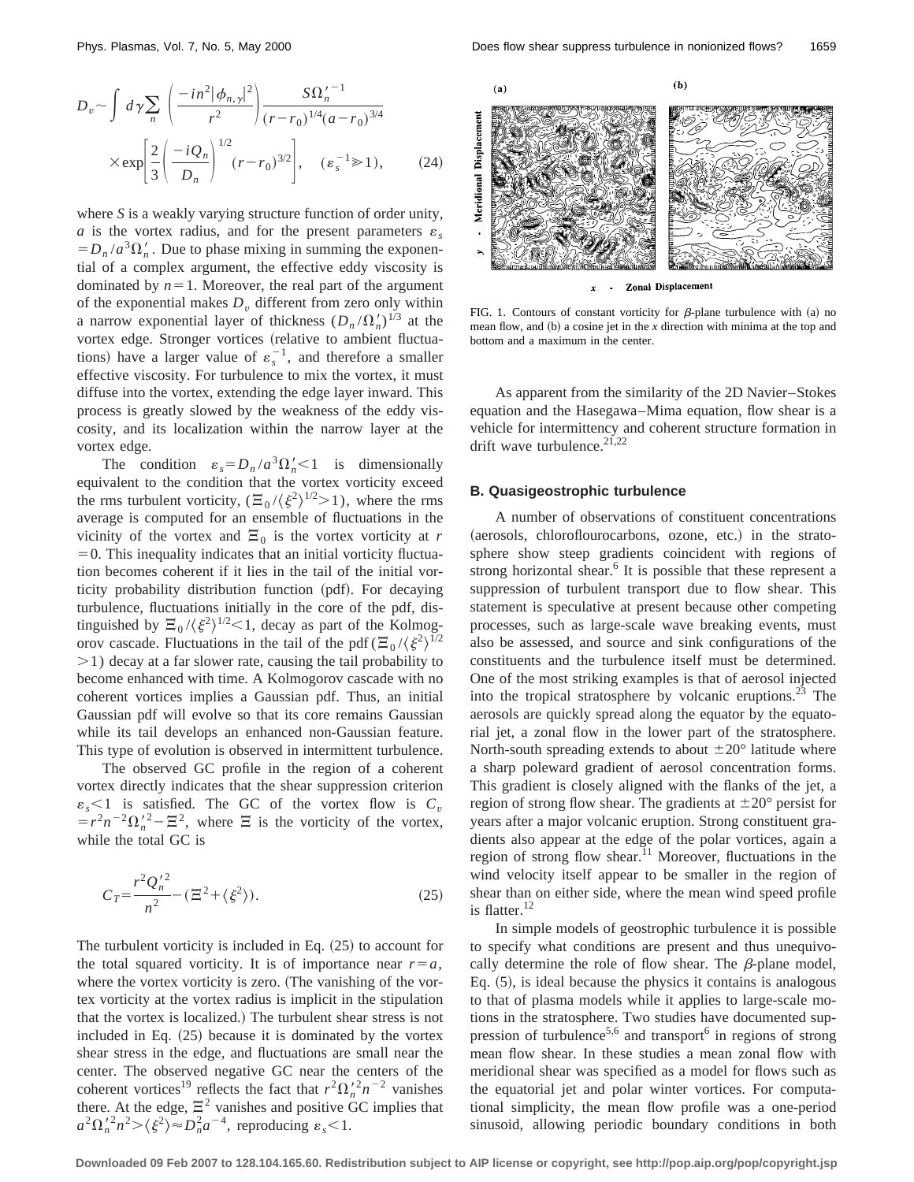$$D_v \sim \int d\gamma \sum_n \left( \frac{-in^2|\phi_{n,\gamma}|^2}{r^2} \right) \frac{S\Omega_n'^{-1}}{(r-r_0)^{1/4}(a-r_0)^{3/4}} \times \exp\left[ \frac{2}{3} \left( \frac{-iQ_n}{D_n} \right)^{1/2} (r-r_0)^{3/2} \right], \quad (\varepsilon_s^{-1} \gg 1), \tag{24}$$

where $S$ is a weakly varying structure function of order unity, $a$ is the vortex radius, and for the present parameters $\varepsilon_s = D_n / a^3 \Omega_n'$. Due to phase mixing in summing the exponential of a complex argument, the effective eddy viscosity is dominated by $n=1$. Moreover, the real part of the argument of the exponential makes $D_v$ different from zero only within a narrow exponential layer of thickness $(D_n/\Omega_n')^{1/3}$ at the vortex edge. Stronger vortices (relative to ambient fluctuations) have a larger value of $\varepsilon_s^{-1}$, and therefore a smaller effective viscosity. For turbulence to mix the vortex, it must diffuse into the vortex, extending the edge layer inward. This process is greatly slowed by the weakness of the eddy viscosity, and its localization within the narrow layer at the vortex edge.

The condition $\varepsilon_s = D_n / a^3 \Omega_n' < 1$ is dimensionally equivalent to the condition that the vortex vorticity exceed the rms turbulent vorticity, $(\Xi_0 / \langle \xi^2 \rangle^{1/2} > 1)$, where the rms average is computed for an ensemble of fluctuations in the vicinity of the vortex and $\Xi_0$ is the vortex vorticity at $r=0$. This inequality indicates that an initial vorticity fluctuation becomes coherent if it lies in the tail of the initial vorticity probability distribution function (pdf). For decaying turbulence, fluctuations initially in the core of the pdf, distinguished by $\Xi_0 / \langle \xi^2 \rangle^{1/2} < 1$, decay as part of the Kolmogorov cascade. Fluctuations in the tail of the pdf $(\Xi_0 / \langle \xi^2 \rangle^{1/2} > 1)$ decay at a far slower rate, causing the tail probability to become enhanced with time. A Kolmogorov cascade with no coherent vortices implies a Gaussian pdf. Thus, an initial Gaussian pdf will evolve so that its core remains Gaussian while its tail develops an enhanced non-Gaussian feature. This type of evolution is observed in intermittent turbulence.

The observed GC profile in the region of a coherent vortex directly indicates that the shear suppression criterion $\varepsilon_s < 1$ is satisfied. The GC of the vortex flow is $C_v = r^2 n^{-2} \Omega_n'^2 - \Xi^2$, where $\Xi$ is the vorticity of the vortex, while the total GC is

$$C_T = \frac{r^2 Q_n'^2}{n^2} - (\Xi^2 + \langle \xi^2 \rangle). \tag{25}$$

The turbulent vorticity is included in Eq. (25) to account for the total squared vorticity. It is of importance near $r=a$, where the vortex vorticity is zero. (The vanishing of the vortex vorticity at the vortex radius is implicit in the stipulation that the vortex is localized.) The turbulent shear stress is not included in Eq. (25) because it is dominated by the vortex shear stress in the edge, and fluctuations are small near the center. The observed negative GC near the centers of the coherent vortices[19] reflects the fact that $r^2 \Omega_n'^2 n^{-2}$ vanishes there. At the edge, $\Xi^2$ vanishes and positive GC implies that $a^2 \Omega_n'^2 n^2 > \langle \xi^2 \rangle \approx D_n^2 a^{-4}$, reproducing $\varepsilon_s < 1$.

FIG. 1. Contours of constant vorticity for $\beta$-plane turbulence with (a) no mean flow, and (b) a cosine jet in the $x$ direction with minima at the top and bottom and a maximum in the center.

As apparent from the similarity of the 2D Navier–Stokes equation and the Hasegawa–Mima equation, flow shear is a vehicle for intermittency and coherent structure formation in drift wave turbulence.[21,22]

### B. Quasigeostrophic turbulence

A number of observations of constituent concentrations (aerosols, chloroflourocarbons, ozone, etc.) in the stratosphere show steep gradients coincident with regions of strong horizontal shear.[6] It is possible that these represent a suppression of turbulent transport due to flow shear. This statement is speculative at present because other competing processes, such as large-scale wave breaking events, must also be assessed, and source and sink configurations of the constituents and the turbulence itself must be determined. One of the most striking examples is that of aerosol injected into the tropical stratosphere by volcanic eruptions.[23] The aerosols are quickly spread along the equator by the equatorial jet, a zonal flow in the lower part of the stratosphere. North-south spreading extends to about $\pm 20°$ latitude where a sharp poleward gradient of aerosol concentration forms. This gradient is closely aligned with the flanks of the jet, a region of strong flow shear. The gradients at $\pm 20°$ persist for years after a major volcanic eruption. Strong constituent gradients also appear at the edge of the polar vortices, again a region of strong flow shear.[11] Moreover, fluctuations in the wind velocity itself appear to be smaller in the region of shear than on either side, where the mean wind speed profile is flatter.[12]

In simple models of geostrophic turbulence it is possible to specify what conditions are present and thus unequivocally determine the role of flow shear. The $\beta$-plane model, Eq. (5), is ideal because the physics it contains is analogous to that of plasma models while it applies to large-scale motions in the stratosphere. Two studies have documented suppression of turbulence[5,6] and transport[6] in regions of strong mean flow shear. In these studies a mean zonal flow with meridional shear was specified as a model for flows such as the equatorial jet and polar winter vortices. For computational simplicity, the mean flow profile was a one-period sinusoid, allowing periodic boundary conditions in both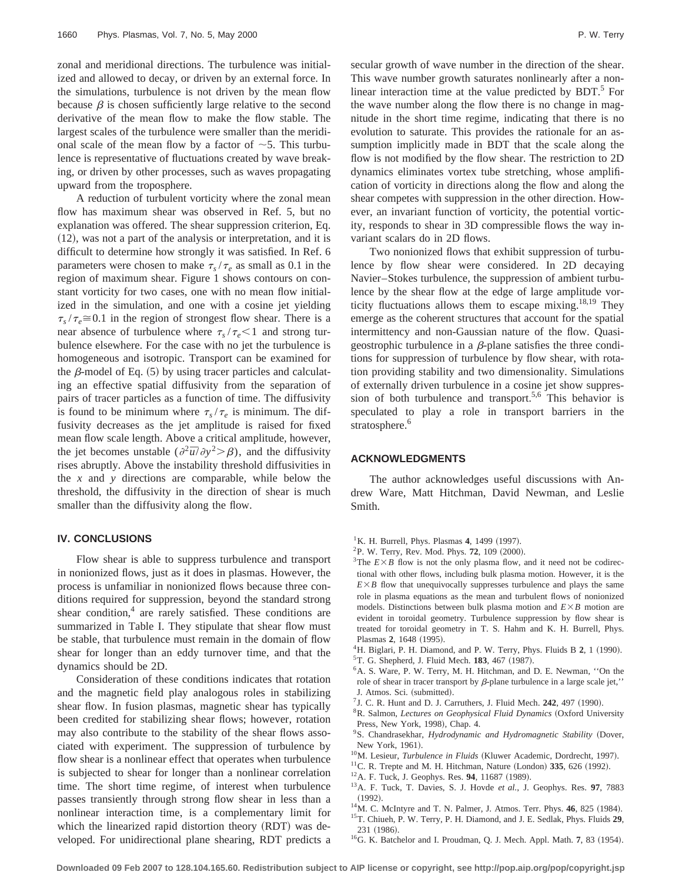zonal and meridional directions. The turbulence was initialized and allowed to decay, or driven by an external force. In the simulations, turbulence is not driven by the mean flow because $\beta$ is chosen sufficiently large relative to the second derivative of the mean flow to make the flow stable. The largest scales of the turbulence were smaller than the meridional scale of the mean flow by a factor of $\sim 5$. This turbulence is representative of fluctuations created by wave breaking, or driven by other processes, such as waves propagating upward from the troposphere.

A reduction of turbulent vorticity where the zonal mean flow has maximum shear was observed in Ref. 5, but no explanation was offered. The shear suppression criterion, Eq. (12), was not a part of the analysis or interpretation, and it is difficult to determine how strongly it was satisfied. In Ref. 6 parameters were chosen to make $\tau_s/\tau_e$ as small as 0.1 in the region of maximum shear. Figure 1 shows contours on constant vorticity for two cases, one with no mean flow initialized in the simulation, and one with a cosine jet yielding $\tau_s/\tau_e \cong 0.1$ in the region of strongest flow shear. There is a near absence of turbulence where $\tau_s/\tau_e < 1$ and strong turbulence elsewhere. For the case with no jet the turbulence is homogeneous and isotropic. Transport can be examined for the $\beta$-model of Eq. (5) by using tracer particles and calculating an effective spatial diffusivity from the separation of pairs of tracer particles as a function of time. The diffusivity is found to be minimum where $\tau_s/\tau_e$ is minimum. The diffusivity decreases as the jet amplitude is raised for fixed mean flow scale length. Above a critical amplitude, however, the jet becomes unstable ($\partial^2 \bar{u}/\partial y^2 > \beta$), and the diffusivity rises abruptly. Above the instability threshold diffusivities in the $x$ and $y$ directions are comparable, while below the threshold, the diffusivity in the direction of shear is much smaller than the diffusivity along the flow.

## IV. CONCLUSIONS

Flow shear is able to suppress turbulence and transport in nonionized flows, just as it does in plasmas. However, the process is unfamiliar in nonionized flows because three conditions required for suppression, beyond the standard strong shear condition,[4] are rarely satisfied. These conditions are summarized in Table I. They stipulate that shear flow must be stable, that turbulence must remain in the domain of flow shear for longer than an eddy turnover time, and that the dynamics should be 2D.

Consideration of these conditions indicates that rotation and the magnetic field play analogous roles in stabilizing shear flow. In fusion plasmas, magnetic shear has typically been credited for stabilizing shear flows; however, rotation may also contribute to the stability of the shear flows associated with experiment. The suppression of turbulence by flow shear is a nonlinear effect that operates when turbulence is subjected to shear for longer than a nonlinear correlation time. The short time regime, of interest when turbulence passes transiently through strong flow shear in less than a nonlinear interaction time, is a complementary limit for which the linearized rapid distortion theory (RDT) was developed. For unidirectional plane shearing, RDT predicts a secular growth of wave number in the direction of the shear. This wave number growth saturates nonlinearly after a nonlinear interaction time at the value predicted by BDT.[5] For the wave number along the flow there is no change in magnitude in the short time regime, indicating that there is no evolution to saturate. This provides the rationale for an assumption implicitly made in BDT that the scale along the flow is not modified by the flow shear. The restriction to 2D dynamics eliminates vortex tube stretching, whose amplification of vorticity in directions along the flow and along the shear competes with suppression in the other direction. However, an invariant function of vorticity, the potential vorticity, responds to shear in 3D compressible flows the way invariant scalars do in 2D flows.

Two nonionized flows that exhibit suppression of turbulence by flow shear were considered. In 2D decaying Navier–Stokes turbulence, the suppression of ambient turbulence by the shear flow at the edge of large amplitude vorticity fluctuations allows them to escape mixing.[18,19] They emerge as the coherent structures that account for the spatial intermittency and non-Gaussian nature of the flow. Quasigeostrophic turbulence in a $\beta$-plane satisfies the three conditions for suppression of turbulence by flow shear, with rotation providing stability and two dimensionality. Simulations of externally driven turbulence in a cosine jet show suppression of both turbulence and transport.[5,6] This behavior is speculated to play a role in transport barriers in the stratosphere.[6]

## ACKNOWLEDGMENTS

The author acknowledges useful discussions with Andrew Ware, Matt Hitchman, David Newman, and Leslie Smith.

[1] K. H. Burrell, Phys. Plasmas **4**, 1499 (1997).
[2] P. W. Terry, Rev. Mod. Phys. **72**, 109 (2000).
[3] The $E \times B$ flow is not the only plasma flow, and it need not be codirectional with other flows, including bulk plasma motion. However, it is the $E \times B$ flow that unequivocally suppresses turbulence and plays the same role in plasma equations as the mean and turbulent flows of nonionized models. Distinctions between bulk plasma motion and $E \times B$ motion are evident in toroidal geometry. Turbulence suppression by flow shear is treated for toroidal geometry in T. S. Hahm and K. H. Burrell, Phys. Plasmas **2**, 1648 (1995).
[4] H. Biglari, P. H. Diamond, and P. W. Terry, Phys. Fluids B **2**, 1 (1990).
[5] T. G. Shepherd, J. Fluid Mech. **183**, 467 (1987).
[6] A. S. Ware, P. W. Terry, M. H. Hitchman, and D. E. Newman, ''On the role of shear in tracer transport by $\beta$-plane turbulence in a large scale jet,'' J. Atmos. Sci. (submitted).
[7] J. C. R. Hunt and D. J. Carruthers, J. Fluid Mech. **242**, 497 (1990).
[8] R. Salmon, *Lectures on Geophysical Fluid Dynamics* (Oxford University Press, New York, 1998), Chap. 4.
[9] S. Chandrasekhar, *Hydrodynamic and Hydromagnetic Stability* (Dover, New York, 1961).
[10] M. Lesieur, *Turbulence in Fluids* (Kluwer Academic, Dordrecht, 1997).
[11] C. R. Trepte and M. H. Hitchman, Nature (London) **335**, 626 (1992).
[12] A. F. Tuck, J. Geophys. Res. **94**, 11687 (1989).
[13] A. F. Tuck, T. Davies, S. J. Hovde *et al.*, J. Geophys. Res. **97**, 7883 (1992).
[14] M. C. McIntyre and T. N. Palmer, J. Atmos. Terr. Phys. **46**, 825 (1984).
[15] T. Chiueh, P. W. Terry, P. H. Diamond, and J. E. Sedlak, Phys. Fluids **29**, 231 (1986).
[16] G. K. Batchelor and I. Proudman, Q. J. Mech. Appl. Math. **7**, 83 (1954).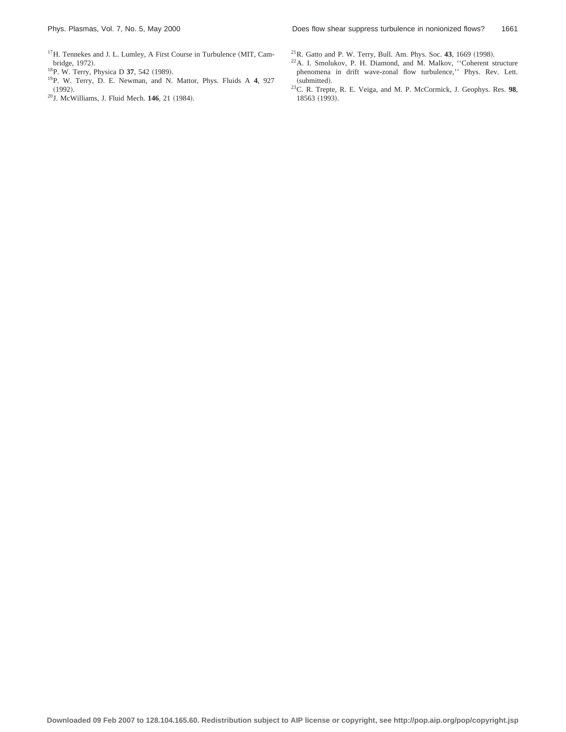[17] H. Tennekes and J. L. Lumley, A First Course in Turbulence (MIT, Cambridge, 1972).

[18] P. W. Terry, Physica D **37**, 542 (1989).

[19] P. W. Terry, D. E. Newman, and N. Mattor, Phys. Fluids A **4**, 927 (1992).

[20] J. McWilliams, J. Fluid Mech. **146**, 21 (1984).

[21] R. Gatto and P. W. Terry, Bull. Am. Phys. Soc. **43**, 1669 (1998).

[22] A. I. Smolukov, P. H. Diamond, and M. Malkov, ''Coherent structure phenomena in drift wave-zonal flow turbulence,'' Phys. Rev. Lett. (submitted).

[23] C. R. Trepte, R. E. Veiga, and M. P. McCormick, J. Geophys. Res. **98**, 18563 (1993).

**Downloaded 09 Feb 2007 to 128.104.165.60. Redistribution subject to AIP license or copyright, see http://pop.aip.org/pop/copyright.jsp**